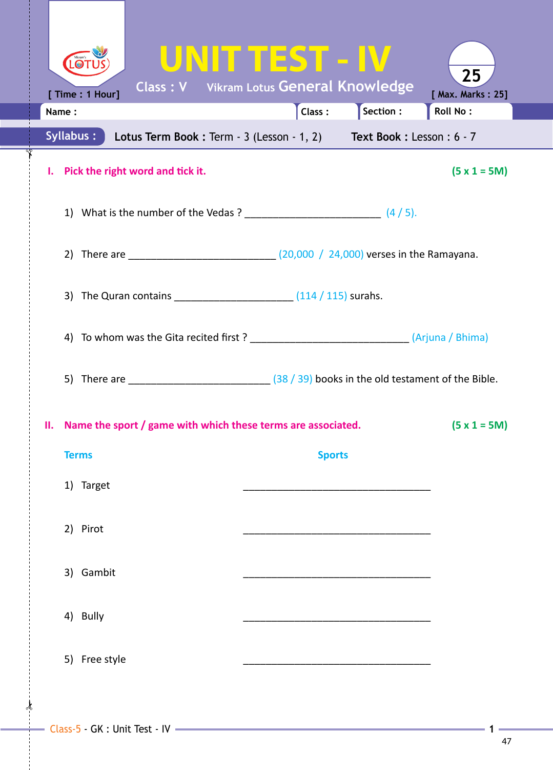# UNIT TEST - IV

Class : V Vikram Lotus General Knowledge

[ Time : 1 Hour] [ Max. Marks : 25]

Name : Class : Section : Roll No :

**Syllabus :** **Lotus Term Book :** Term - 3 (Lesson - 1, 2) **Text Book :** Lesson : 6 - 7

## I. Pick the right word and tick it. (5 x 1 = 5M)

1) What is the number of the Vedas ? ________________________ (4 / 5).

2) There are __________________________ (20,000 / 24,000) verses in the Ramayana.

3) The Quran contains _____________________ (114 / 115) surahs.

4) To whom was the Gita recited first ? ____________________________ (Arjuna / Bhima)

5) There are _________________________ (38 / 39) books in the old testament of the Bible.

## II. Name the sport / game with which these terms are associated. (5 x 1 = 5M)

| Terms | Sports |
|---|---|
| 1) Target | ________________________ |
| 2) Pirot | ________________________ |
| 3) Gambit | ________________________ |
| 4) Bully | ________________________ |
| 5) Free style | ________________________ |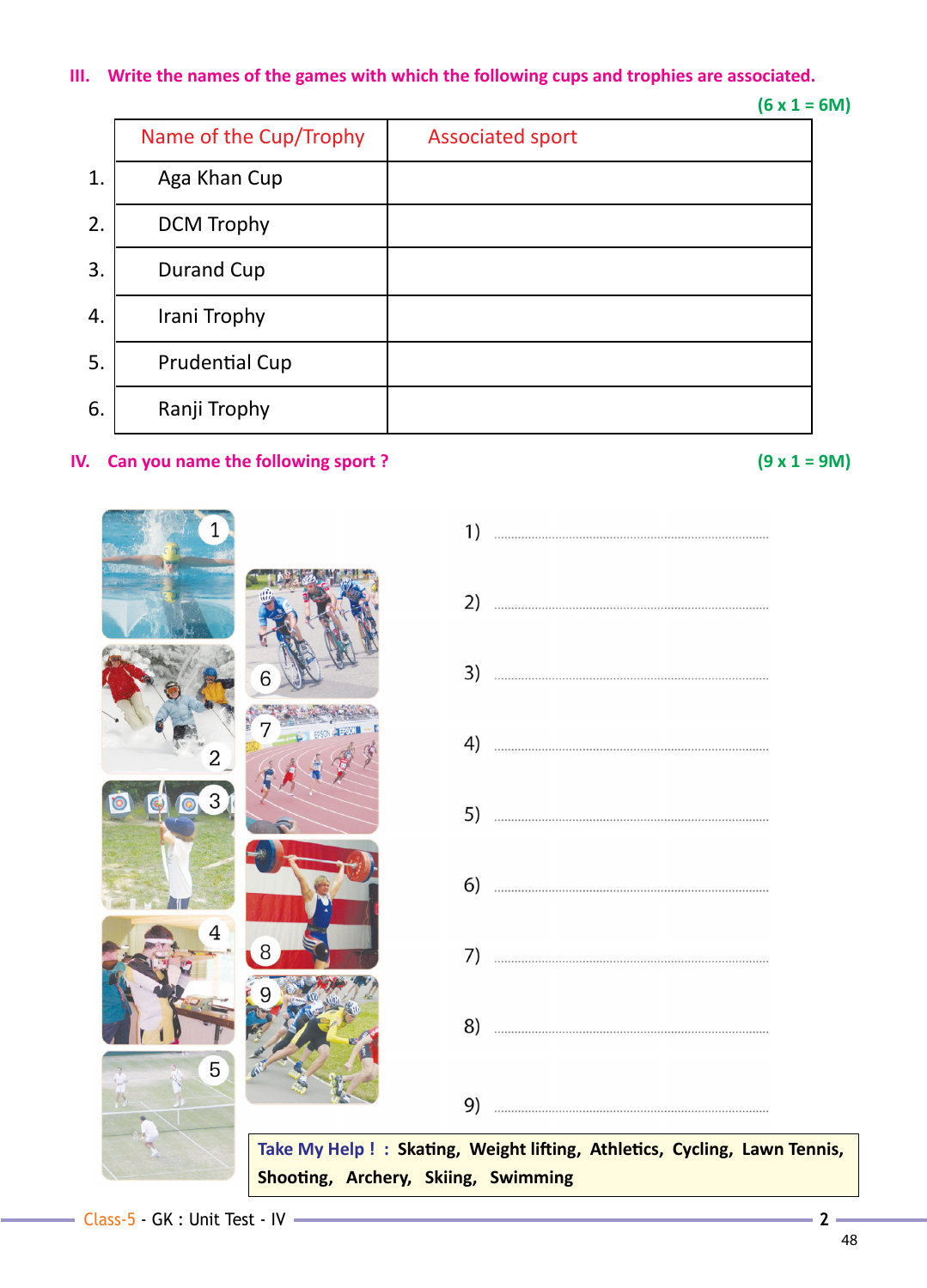**III. Write the names of the games with which the following cups and trophies are associated.**

**(6 x 1 = 6M)**

| | Name of the Cup/Trophy | Associated sport |
|---|---|---|
| 1. | Aga Khan Cup | |
| 2. | DCM Trophy | |
| 3. | Durand Cup | |
| 4. | Irani Trophy | |
| 5. | Prudential Cup | |
| 6. | Ranji Trophy | |

**IV. Can you name the following sport ?** **(9 x 1 = 9M)**

1) ..............................

2) ..............................

3) ..............................

4) ..............................

5) ..............................

6) ..............................

7) ..............................

8) ..............................

9) ..............................

**Take My Help ! : Skating, Weight lifting, Athletics, Cycling, Lawn Tennis, Shooting, Archery, Skiing, Swimming**